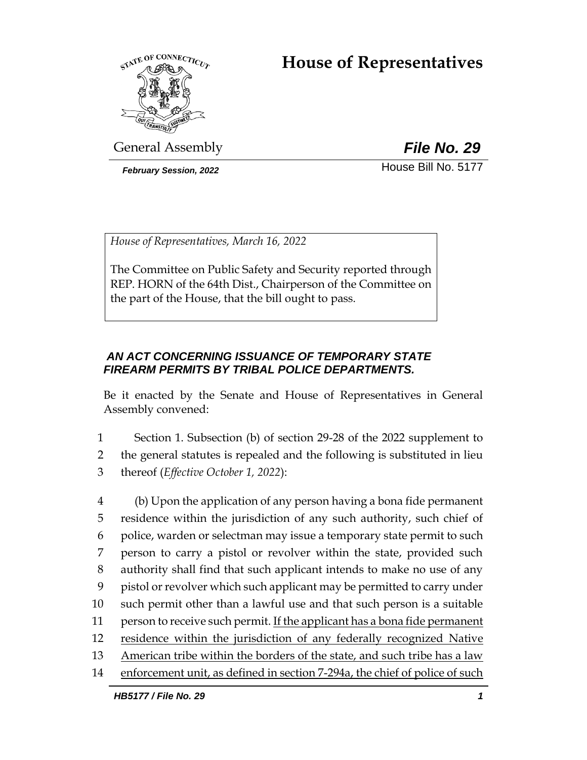# House of Representatives

General Assembly

***File No. 29***

*February Session, 2022*

House Bill No. 5177

*House of Representatives, March 16, 2022*

The Committee on Public Safety and Security reported through REP. HORN of the 64th Dist., Chairperson of the Committee on the part of the House, that the bill ought to pass.

***AN ACT CONCERNING ISSUANCE OF TEMPORARY STATE FIREARM PERMITS BY TRIBAL POLICE DEPARTMENTS.***

Be it enacted by the Senate and House of Representatives in General Assembly convened:

1 Section 1. Subsection (b) of section 29-28 of the 2022 supplement to
2 the general statutes is repealed and the following is substituted in lieu
3 thereof (*Effective October 1, 2022*):

4 (b) Upon the application of any person having a bona fide permanent
5 residence within the jurisdiction of any such authority, such chief of
6 police, warden or selectman may issue a temporary state permit to such
7 person to carry a pistol or revolver within the state, provided such
8 authority shall find that such applicant intends to make no use of any
9 pistol or revolver which such applicant may be permitted to carry under
10 such permit other than a lawful use and that such person is a suitable
11 person to receive such permit. <u>If the applicant has a bona fide permanent</u>
12 <u>residence within the jurisdiction of any federally recognized Native</u>
13 <u>American tribe within the borders of the state, and such tribe has a law</u>
14 <u>enforcement unit, as defined in section 7-294a, the chief of police of such</u>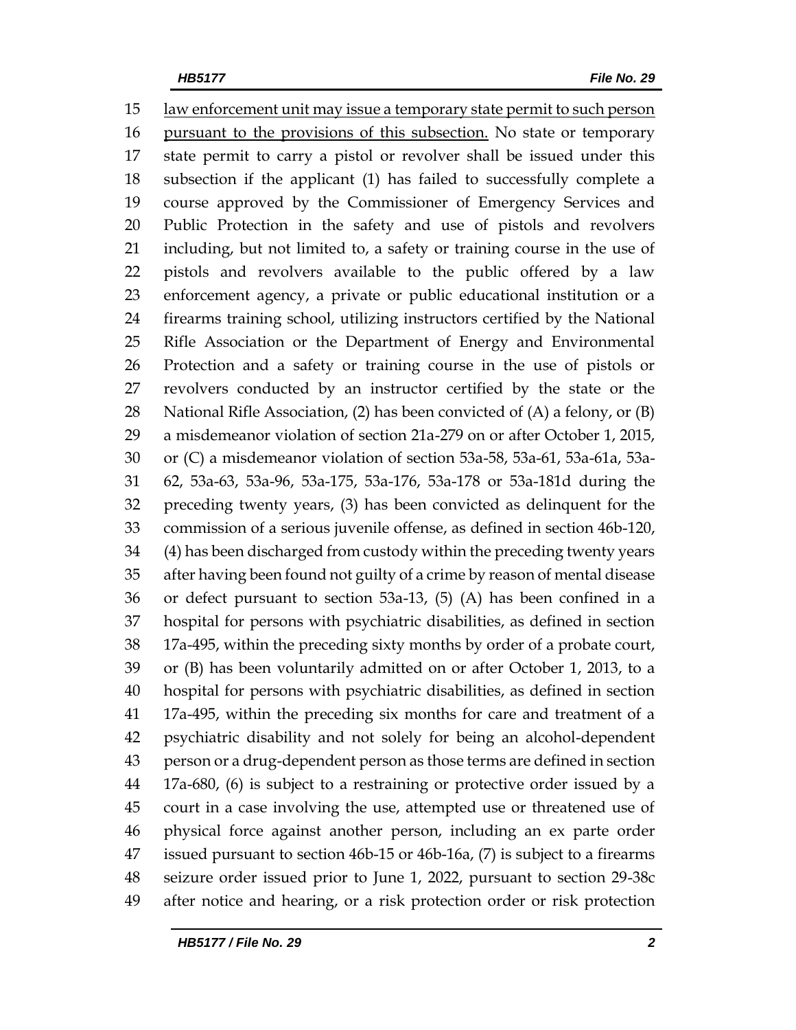<u>law enforcement unit may issue a temporary state permit to such person pursuant to the provisions of this subsection.</u> No state or temporary state permit to carry a pistol or revolver shall be issued under this subsection if the applicant (1) has failed to successfully complete a course approved by the Commissioner of Emergency Services and Public Protection in the safety and use of pistols and revolvers including, but not limited to, a safety or training course in the use of pistols and revolvers available to the public offered by a law enforcement agency, a private or public educational institution or a firearms training school, utilizing instructors certified by the National Rifle Association or the Department of Energy and Environmental Protection and a safety or training course in the use of pistols or revolvers conducted by an instructor certified by the state or the National Rifle Association, (2) has been convicted of (A) a felony, or (B) a misdemeanor violation of section 21a-279 on or after October 1, 2015, or (C) a misdemeanor violation of section 53a-58, 53a-61, 53a-61a, 53a-62, 53a-63, 53a-96, 53a-175, 53a-176, 53a-178 or 53a-181d during the preceding twenty years, (3) has been convicted as delinquent for the commission of a serious juvenile offense, as defined in section 46b-120, (4) has been discharged from custody within the preceding twenty years after having been found not guilty of a crime by reason of mental disease or defect pursuant to section 53a-13, (5) (A) has been confined in a hospital for persons with psychiatric disabilities, as defined in section 17a-495, within the preceding sixty months by order of a probate court, or (B) has been voluntarily admitted on or after October 1, 2013, to a hospital for persons with psychiatric disabilities, as defined in section 17a-495, within the preceding six months for care and treatment of a psychiatric disability and not solely for being an alcohol-dependent person or a drug-dependent person as those terms are defined in section 17a-680, (6) is subject to a restraining or protective order issued by a court in a case involving the use, attempted use or threatened use of physical force against another person, including an ex parte order issued pursuant to section 46b-15 or 46b-16a, (7) is subject to a firearms seizure order issued prior to June 1, 2022, pursuant to section 29-38c after notice and hearing, or a risk protection order or risk protection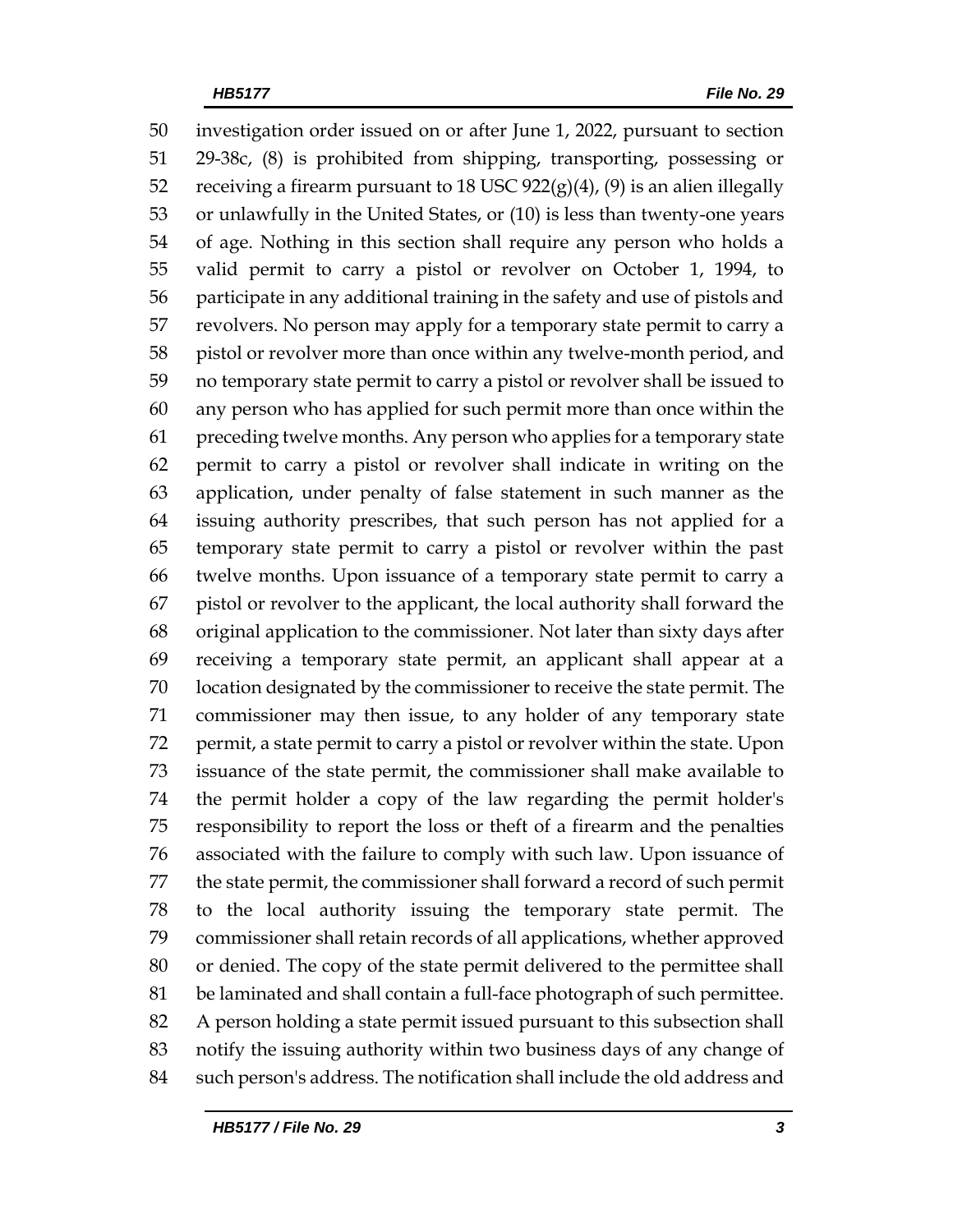investigation order issued on or after June 1, 2022, pursuant to section 29-38c, (8) is prohibited from shipping, transporting, possessing or receiving a firearm pursuant to 18 USC 922(g)(4), (9) is an alien illegally or unlawfully in the United States, or (10) is less than twenty-one years of age. Nothing in this section shall require any person who holds a valid permit to carry a pistol or revolver on October 1, 1994, to participate in any additional training in the safety and use of pistols and revolvers. No person may apply for a temporary state permit to carry a pistol or revolver more than once within any twelve-month period, and no temporary state permit to carry a pistol or revolver shall be issued to any person who has applied for such permit more than once within the preceding twelve months. Any person who applies for a temporary state permit to carry a pistol or revolver shall indicate in writing on the application, under penalty of false statement in such manner as the issuing authority prescribes, that such person has not applied for a temporary state permit to carry a pistol or revolver within the past twelve months. Upon issuance of a temporary state permit to carry a pistol or revolver to the applicant, the local authority shall forward the original application to the commissioner. Not later than sixty days after receiving a temporary state permit, an applicant shall appear at a location designated by the commissioner to receive the state permit. The commissioner may then issue, to any holder of any temporary state permit, a state permit to carry a pistol or revolver within the state. Upon issuance of the state permit, the commissioner shall make available to the permit holder a copy of the law regarding the permit holder's responsibility to report the loss or theft of a firearm and the penalties associated with the failure to comply with such law. Upon issuance of the state permit, the commissioner shall forward a record of such permit to the local authority issuing the temporary state permit. The commissioner shall retain records of all applications, whether approved or denied. The copy of the state permit delivered to the permittee shall be laminated and shall contain a full-face photograph of such permittee. A person holding a state permit issued pursuant to this subsection shall notify the issuing authority within two business days of any change of such person's address. The notification shall include the old address and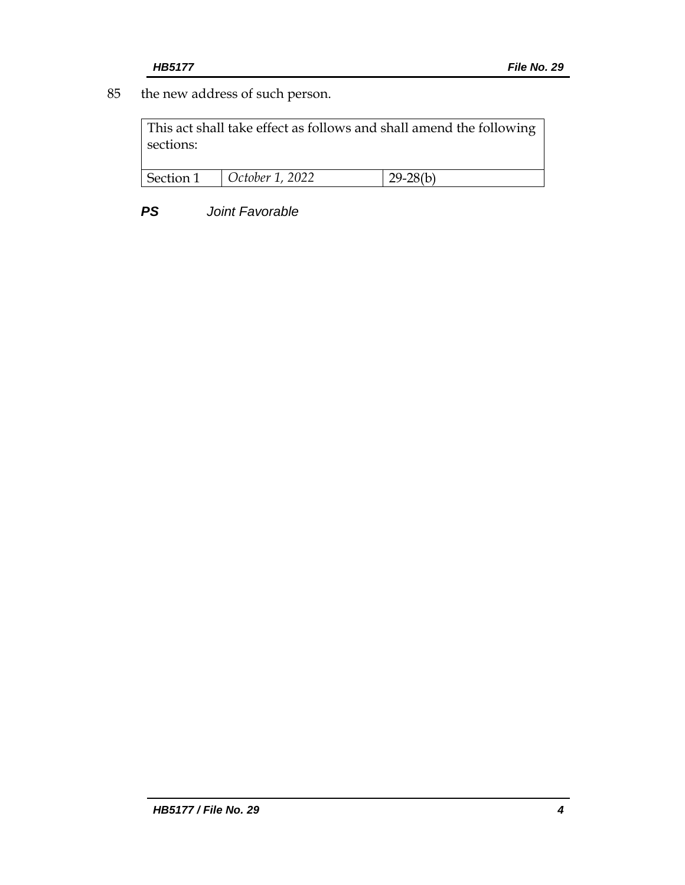85 the new address of such person.

| This act shall take effect as follows and shall amend the following sections: | | |
|---|---|---|
| Section 1 | *October 1, 2022* | 29-28(b) |

***PS*** *Joint Favorable*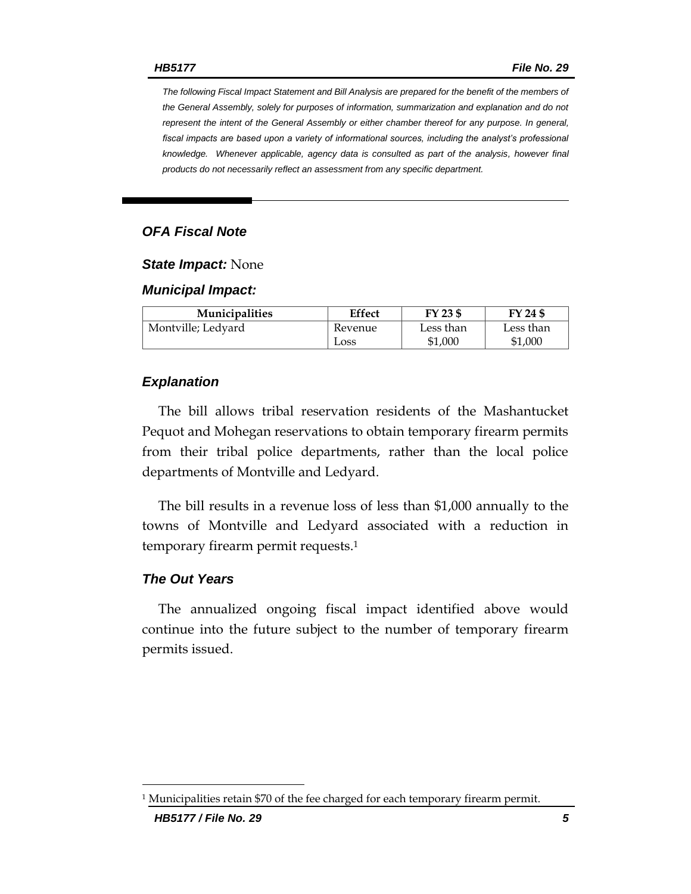*The following Fiscal Impact Statement and Bill Analysis are prepared for the benefit of the members of the General Assembly, solely for purposes of information, summarization and explanation and do not represent the intent of the General Assembly or either chamber thereof for any purpose. In general, fiscal impacts are based upon a variety of informational sources, including the analyst's professional knowledge. Whenever applicable, agency data is consulted as part of the analysis, however final products do not necessarily reflect an assessment from any specific department.*

## *OFA Fiscal Note*

***State Impact:*** None

***Municipal Impact:***

| Municipalities | Effect | FY 23 $ | FY 24 $ |
|---|---|---|---|
| Montville; Ledyard | Revenue Loss | Less than $1,000 | Less than $1,000 |

### *Explanation*

The bill allows tribal reservation residents of the Mashantucket Pequot and Mohegan reservations to obtain temporary firearm permits from their tribal police departments, rather than the local police departments of Montville and Ledyard.

The bill results in a revenue loss of less than $1,000 annually to the towns of Montville and Ledyard associated with a reduction in temporary firearm permit requests.[1]

### *The Out Years*

The annualized ongoing fiscal impact identified above would continue into the future subject to the number of temporary firearm permits issued.

---

[1] Municipalities retain $70 of the fee charged for each temporary firearm permit.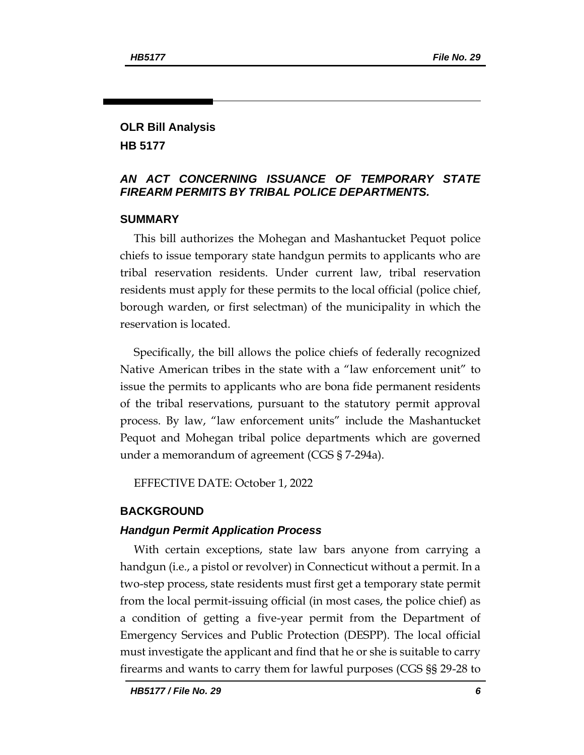## OLR Bill Analysis
## HB 5177

### *AN ACT CONCERNING ISSUANCE OF TEMPORARY STATE FIREARM PERMITS BY TRIBAL POLICE DEPARTMENTS.*

### SUMMARY

This bill authorizes the Mohegan and Mashantucket Pequot police chiefs to issue temporary state handgun permits to applicants who are tribal reservation residents. Under current law, tribal reservation residents must apply for these permits to the local official (police chief, borough warden, or first selectman) of the municipality in which the reservation is located.

Specifically, the bill allows the police chiefs of federally recognized Native American tribes in the state with a "law enforcement unit" to issue the permits to applicants who are bona fide permanent residents of the tribal reservations, pursuant to the statutory permit approval process. By law, "law enforcement units" include the Mashantucket Pequot and Mohegan tribal police departments which are governed under a memorandum of agreement (CGS § 7-294a).

EFFECTIVE DATE: October 1, 2022

### BACKGROUND

#### *Handgun Permit Application Process*

With certain exceptions, state law bars anyone from carrying a handgun (i.e., a pistol or revolver) in Connecticut without a permit. In a two-step process, state residents must first get a temporary state permit from the local permit-issuing official (in most cases, the police chief) as a condition of getting a five-year permit from the Department of Emergency Services and Public Protection (DESPP). The local official must investigate the applicant and find that he or she is suitable to carry firearms and wants to carry them for lawful purposes (CGS §§ 29-28 to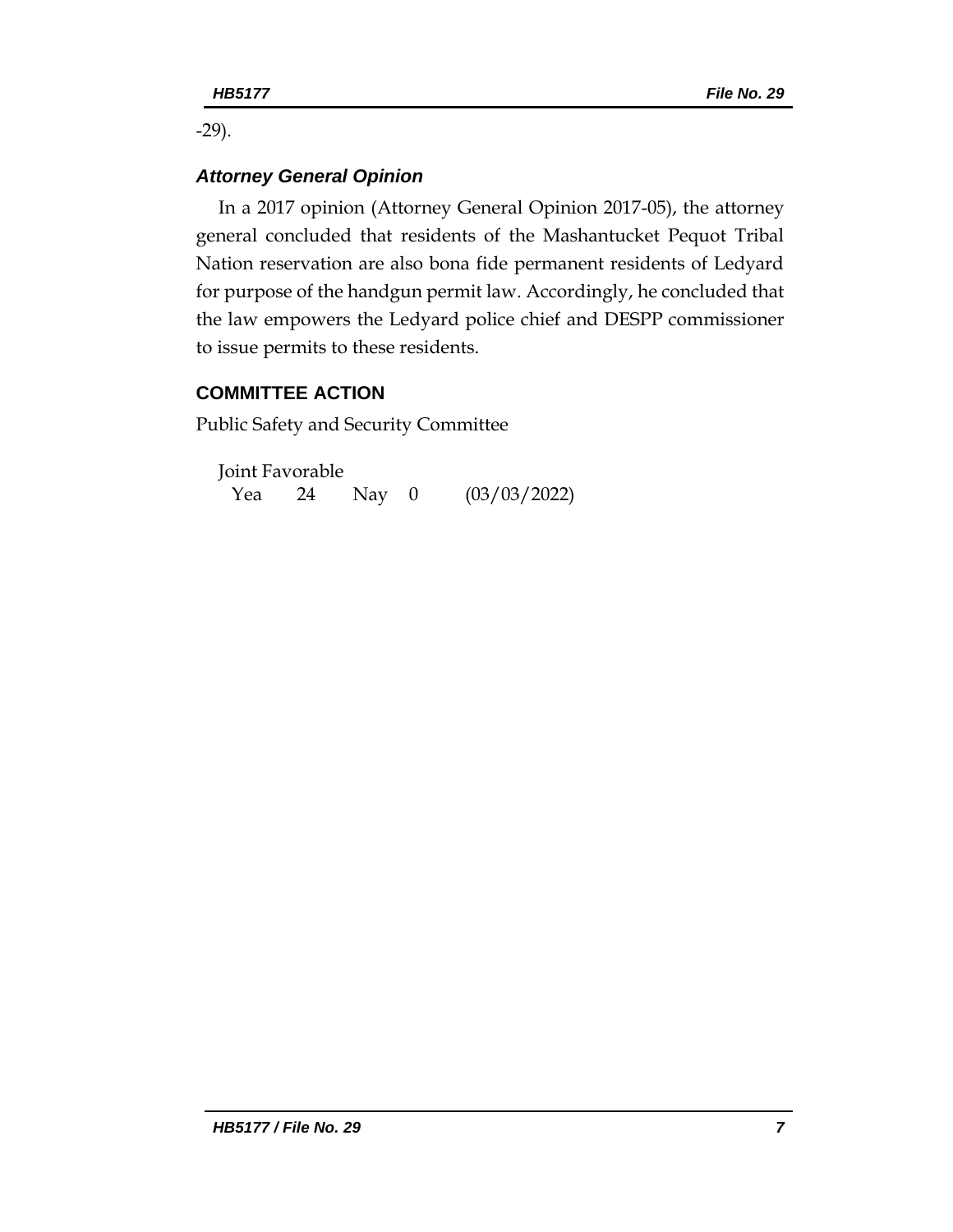-29).

### *Attorney General Opinion*

In a 2017 opinion (Attorney General Opinion 2017-05), the attorney general concluded that residents of the Mashantucket Pequot Tribal Nation reservation are also bona fide permanent residents of Ledyard for purpose of the handgun permit law. Accordingly, he concluded that the law empowers the Ledyard police chief and DESPP commissioner to issue permits to these residents.

## COMMITTEE ACTION

Public Safety and Security Committee

Joint Favorable
Yea 24 Nay 0 (03/03/2022)